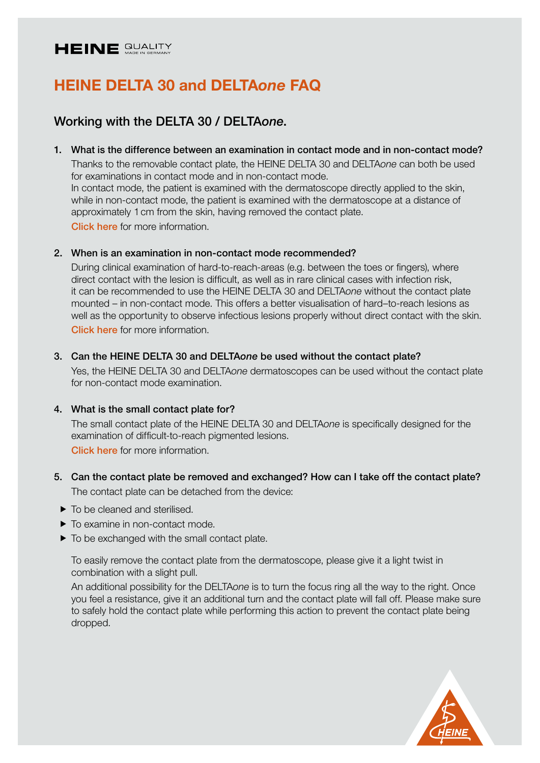HEINE QUALITY MADE IN GERMANY

# HEINE DELTA 30 and DELTA*one* FAQ

## Working with the DELTA 30 / DELTA*one*.

1. **What is the difference between an examination in contact mode and in non-contact mode?**

   Thanks to the removable contact plate, the HEINE DELTA 30 and DELTA*one* can both be used for examinations in contact mode and in non-contact mode.
   In contact mode, the patient is examined with the dermatoscope directly applied to the skin, while in non-contact mode, the patient is examined with the dermatoscope at a distance of approximately 1 cm from the skin, having removed the contact plate.

   Click here for more information.

2. **When is an examination in non-contact mode recommended?**

   During clinical examination of hard-to-reach-areas (e.g. between the toes or fingers), where direct contact with the lesion is difficult, as well as in rare clinical cases with infection risk, it can be recommended to use the HEINE DELTA 30 and DELTA*one* without the contact plate mounted – in non-contact mode. This offers a better visualisation of hard–to-reach lesions as well as the opportunity to observe infectious lesions properly without direct contact with the skin.
   Click here for more information.

3. **Can the HEINE DELTA 30 and DELTA*one* be used without the contact plate?**

   Yes, the HEINE DELTA 30 and DELTA*one* dermatoscopes can be used without the contact plate for non-contact mode examination.

4. **What is the small contact plate for?**

   The small contact plate of the HEINE DELTA 30 and DELTA*one* is specifically designed for the examination of difficult-to-reach pigmented lesions.
   Click here for more information.

5. **Can the contact plate be removed and exchanged? How can I take off the contact plate?**

   The contact plate can be detached from the device:

   - To be cleaned and sterilised.
   - To examine in non-contact mode.
   - To be exchanged with the small contact plate.

   To easily remove the contact plate from the dermatoscope, please give it a light twist in combination with a slight pull.
   An additional possibility for the DELTA*one* is to turn the focus ring all the way to the right. Once you feel a resistance, give it an additional turn and the contact plate will fall off. Please make sure to safely hold the contact plate while performing this action to prevent the contact plate being dropped.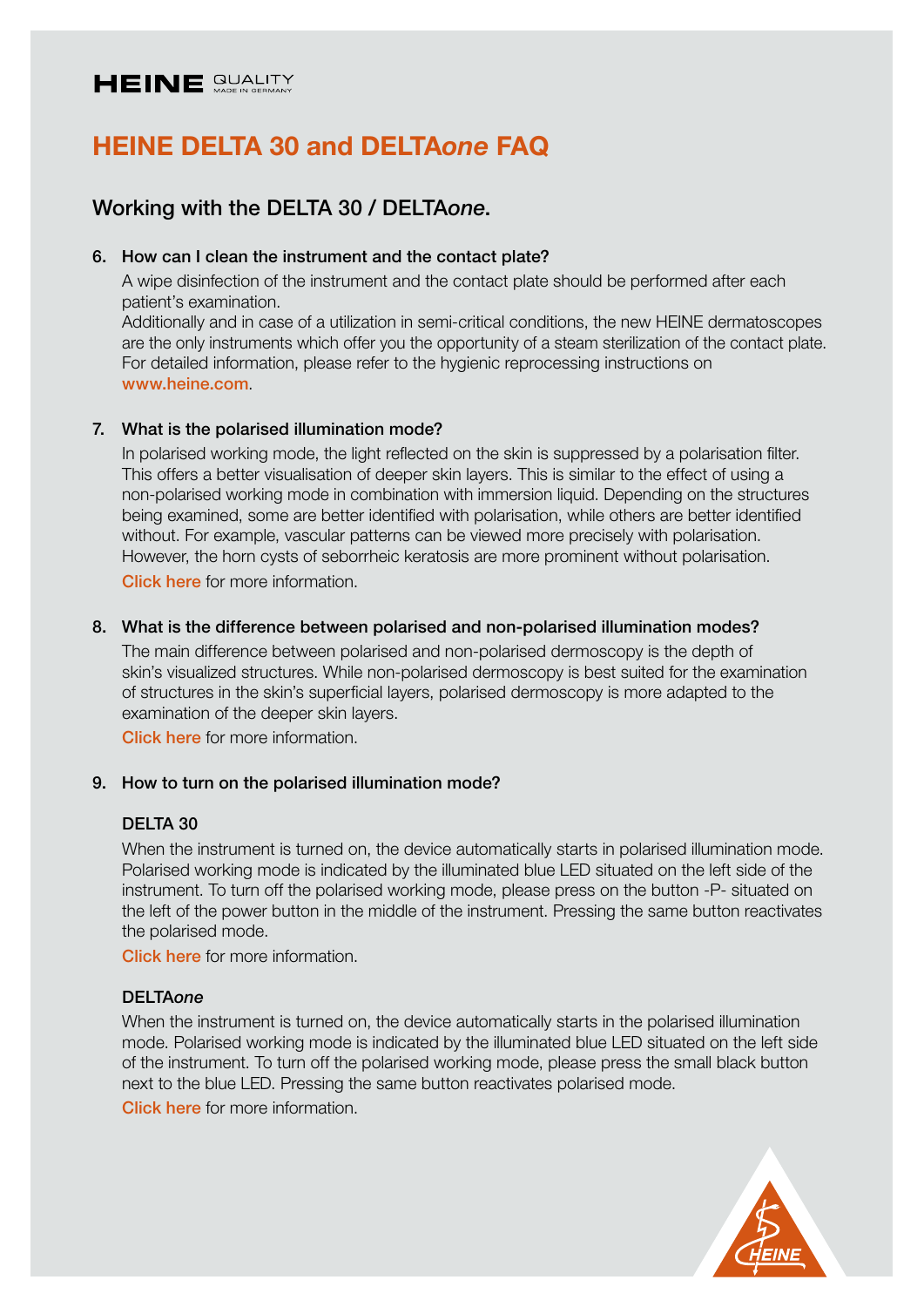# HEINE DELTA 30 and DELTA*one* FAQ

## Working with the DELTA 30 / DELTA*one*.

6. **How can I clean the instrument and the contact plate?**

   A wipe disinfection of the instrument and the contact plate should be performed after each patient's examination.
   Additionally and in case of a utilization in semi-critical conditions, the new HEINE dermatoscopes are the only instruments which offer you the opportunity of a steam sterilization of the contact plate. For detailed information, please refer to the hygienic reprocessing instructions on www.heine.com.

7. **What is the polarised illumination mode?**

   In polarised working mode, the light reflected on the skin is suppressed by a polarisation filter. This offers a better visualisation of deeper skin layers. This is similar to the effect of using a non-polarised working mode in combination with immersion liquid. Depending on the structures being examined, some are better identified with polarisation, while others are better identified without. For example, vascular patterns can be viewed more precisely with polarisation. However, the horn cysts of seborrheic keratosis are more prominent without polarisation.
   Click here for more information.

8. **What is the difference between polarised and non-polarised illumination modes?**

   The main difference between polarised and non-polarised dermoscopy is the depth of skin's visualized structures. While non-polarised dermoscopy is best suited for the examination of structures in the skin's superficial layers, polarised dermoscopy is more adapted to the examination of the deeper skin layers.
   Click here for more information.

9. **How to turn on the polarised illumination mode?**

   **DELTA 30**

   When the instrument is turned on, the device automatically starts in polarised illumination mode. Polarised working mode is indicated by the illuminated blue LED situated on the left side of the instrument. To turn off the polarised working mode, please press on the button -P- situated on the left of the power button in the middle of the instrument. Pressing the same button reactivates the polarised mode.
   Click here for more information.

   **DELTA*one***

   When the instrument is turned on, the device automatically starts in the polarised illumination mode. Polarised working mode is indicated by the illuminated blue LED situated on the left side of the instrument. To turn off the polarised working mode, please press the small black button next to the blue LED. Pressing the same button reactivates polarised mode.
   Click here for more information.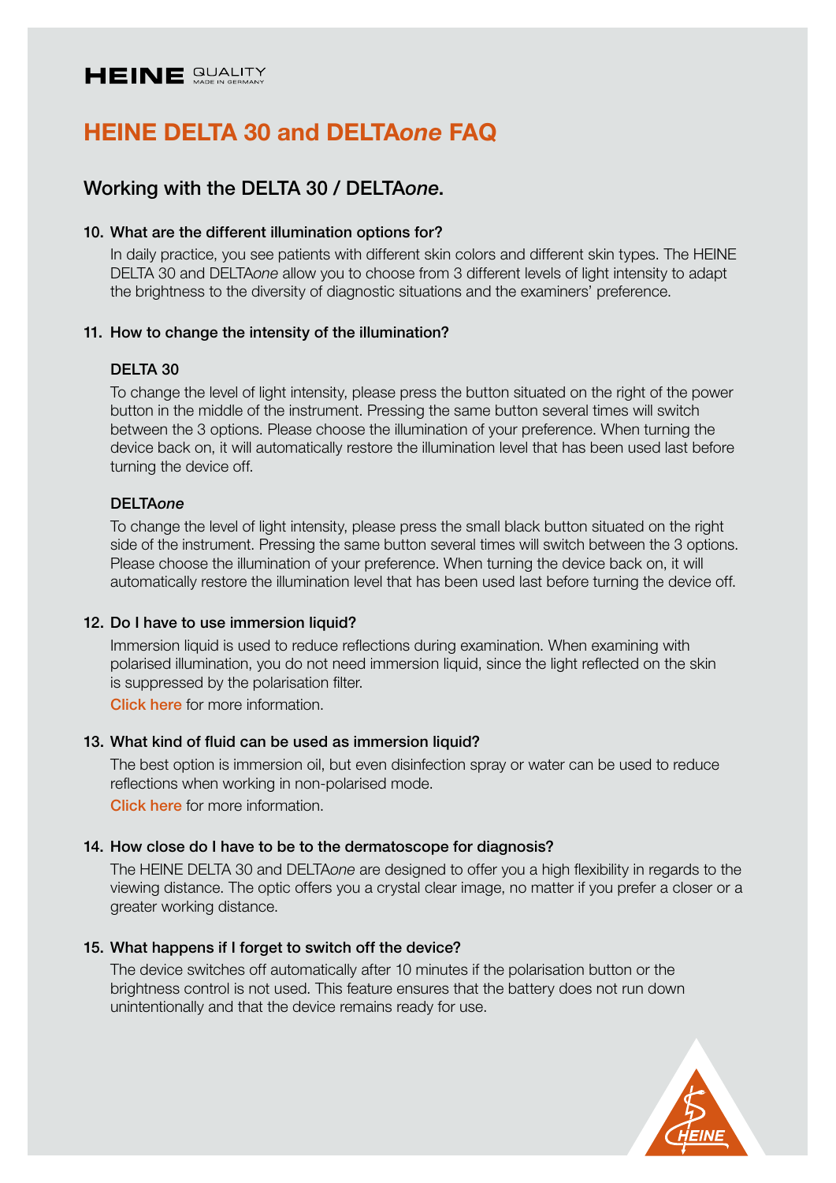HEINE QUALITY MADE IN GERMANY

# HEINE DELTA 30 and DELTA*one* FAQ

## Working with the DELTA 30 / DELTA*one*.

### 10. What are the different illumination options for?

In daily practice, you see patients with different skin colors and different skin types. The HEINE DELTA 30 and DELTA*one* allow you to choose from 3 different levels of light intensity to adapt the brightness to the diversity of diagnostic situations and the examiners' preference.

### 11. How to change the intensity of the illumination?

**DELTA 30**

To change the level of light intensity, please press the button situated on the right of the power button in the middle of the instrument. Pressing the same button several times will switch between the 3 options. Please choose the illumination of your preference. When turning the device back on, it will automatically restore the illumination level that has been used last before turning the device off.

**DELTA*one***

To change the level of light intensity, please press the small black button situated on the right side of the instrument. Pressing the same button several times will switch between the 3 options. Please choose the illumination of your preference. When turning the device back on, it will automatically restore the illumination level that has been used last before turning the device off.

### 12. Do I have to use immersion liquid?

Immersion liquid is used to reduce reflections during examination. When examining with polarised illumination, you do not need immersion liquid, since the light reflected on the skin is suppressed by the polarisation filter.

Click here for more information.

### 13. What kind of fluid can be used as immersion liquid?

The best option is immersion oil, but even disinfection spray or water can be used to reduce reflections when working in non-polarised mode.

Click here for more information.

### 14. How close do I have to be to the dermatoscope for diagnosis?

The HEINE DELTA 30 and DELTA*one* are designed to offer you a high flexibility in regards to the viewing distance. The optic offers you a crystal clear image, no matter if you prefer a closer or a greater working distance.

### 15. What happens if I forget to switch off the device?

The device switches off automatically after 10 minutes if the polarisation button or the brightness control is not used. This feature ensures that the battery does not run down unintentionally and that the device remains ready for use.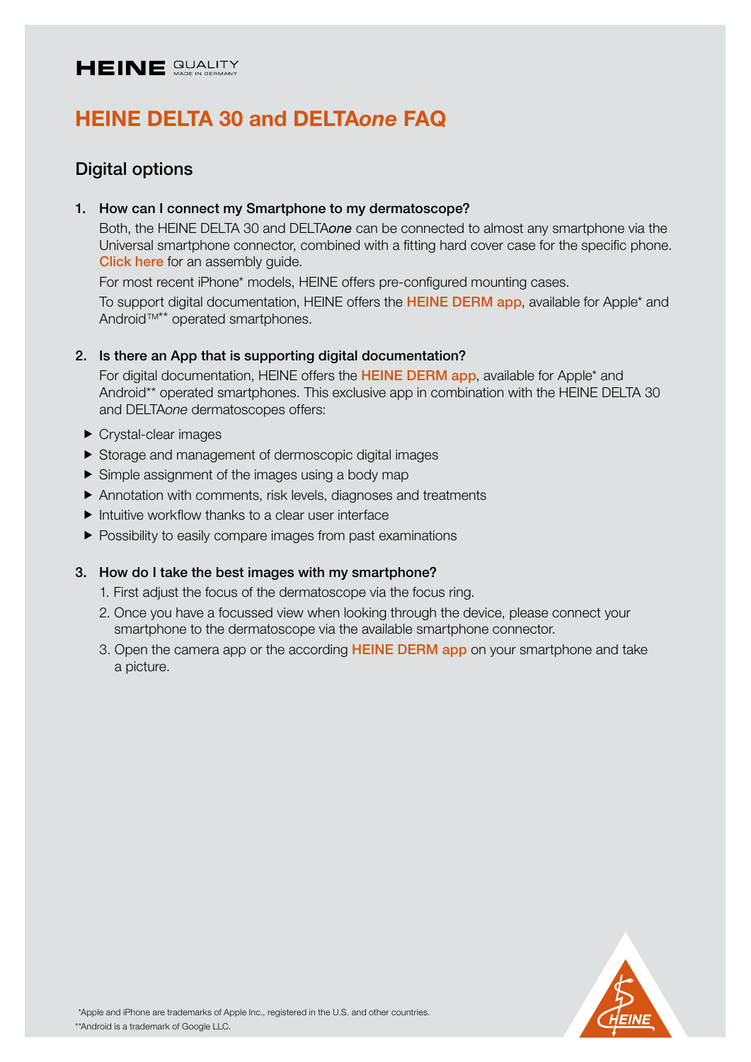HEINE QUALITY MADE IN GERMANY

# HEINE DELTA 30 and DELTA*one* FAQ

## Digital options

1. **How can I connect my Smartphone to my dermatoscope?**

   Both, the HEINE DELTA 30 and DELTA*one* can be connected to almost any smartphone via the Universal smartphone connector, combined with a fitting hard cover case for the specific phone. Click here for an assembly guide.

   For most recent iPhone* models, HEINE offers pre-configured mounting cases.

   To support digital documentation, HEINE offers the **HEINE DERM app**, available for Apple* and Android™** operated smartphones.

2. **Is there an App that is supporting digital documentation?**

   For digital documentation, HEINE offers the **HEINE DERM app**, available for Apple* and Android** operated smartphones. This exclusive app in combination with the HEINE DELTA 30 and DELTA*one* dermatoscopes offers:

   - Crystal-clear images
   - Storage and management of dermoscopic digital images
   - Simple assignment of the images using a body map
   - Annotation with comments, risk levels, diagnoses and treatments
   - Intuitive workflow thanks to a clear user interface
   - Possibility to easily compare images from past examinations

3. **How do I take the best images with my smartphone?**

   1. First adjust the focus of the dermatoscope via the focus ring.
   2. Once you have a focussed view when looking through the device, please connect your smartphone to the dermatoscope via the available smartphone connector.
   3. Open the camera app or the according **HEINE DERM app** on your smartphone and take a picture.

*Apple and iPhone are trademarks of Apple Inc., registered in the U.S. and other countries.
**Android is a trademark of Google LLC.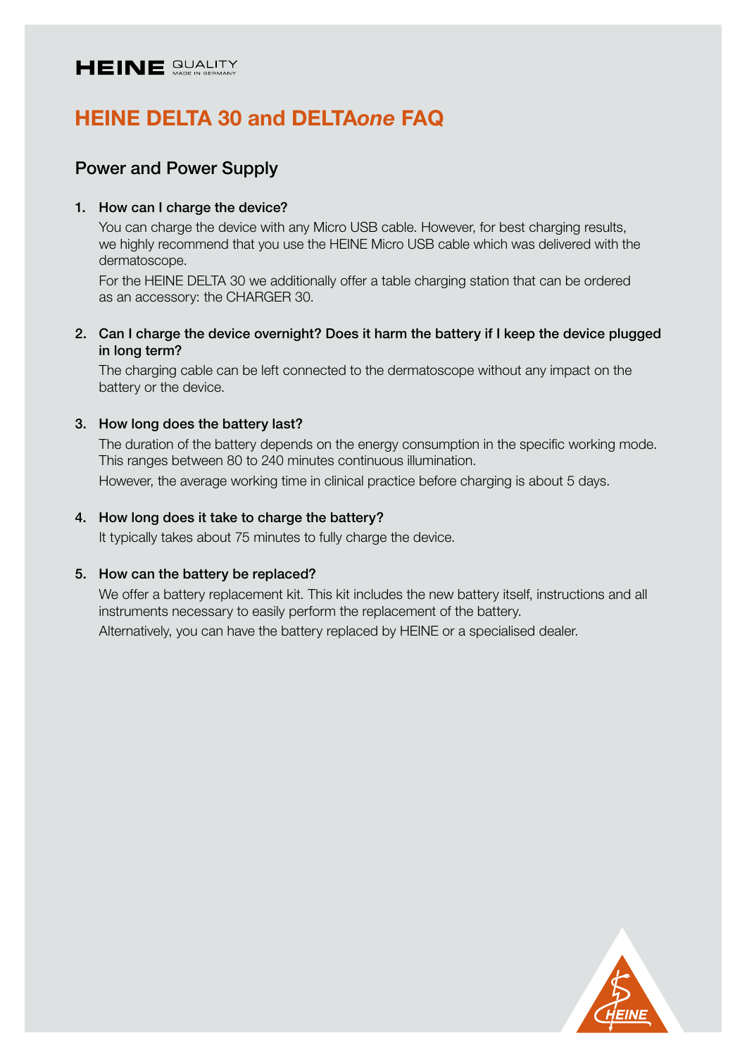HEINE QUALITY MADE IN GERMANY

# HEINE DELTA 30 and DELTA*one* FAQ

## Power and Power Supply

1. **How can I charge the device?**

   You can charge the device with any Micro USB cable. However, for best charging results, we highly recommend that you use the HEINE Micro USB cable which was delivered with the dermatoscope.

   For the HEINE DELTA 30 we additionally offer a table charging station that can be ordered as an accessory: the CHARGER 30.

2. **Can I charge the device overnight? Does it harm the battery if I keep the device plugged in long term?**

   The charging cable can be left connected to the dermatoscope without any impact on the battery or the device.

3. **How long does the battery last?**

   The duration of the battery depends on the energy consumption in the specific working mode. This ranges between 80 to 240 minutes continuous illumination.

   However, the average working time in clinical practice before charging is about 5 days.

4. **How long does it take to charge the battery?**

   It typically takes about 75 minutes to fully charge the device.

5. **How can the battery be replaced?**

   We offer a battery replacement kit. This kit includes the new battery itself, instructions and all instruments necessary to easily perform the replacement of the battery.

   Alternatively, you can have the battery replaced by HEINE or a specialised dealer.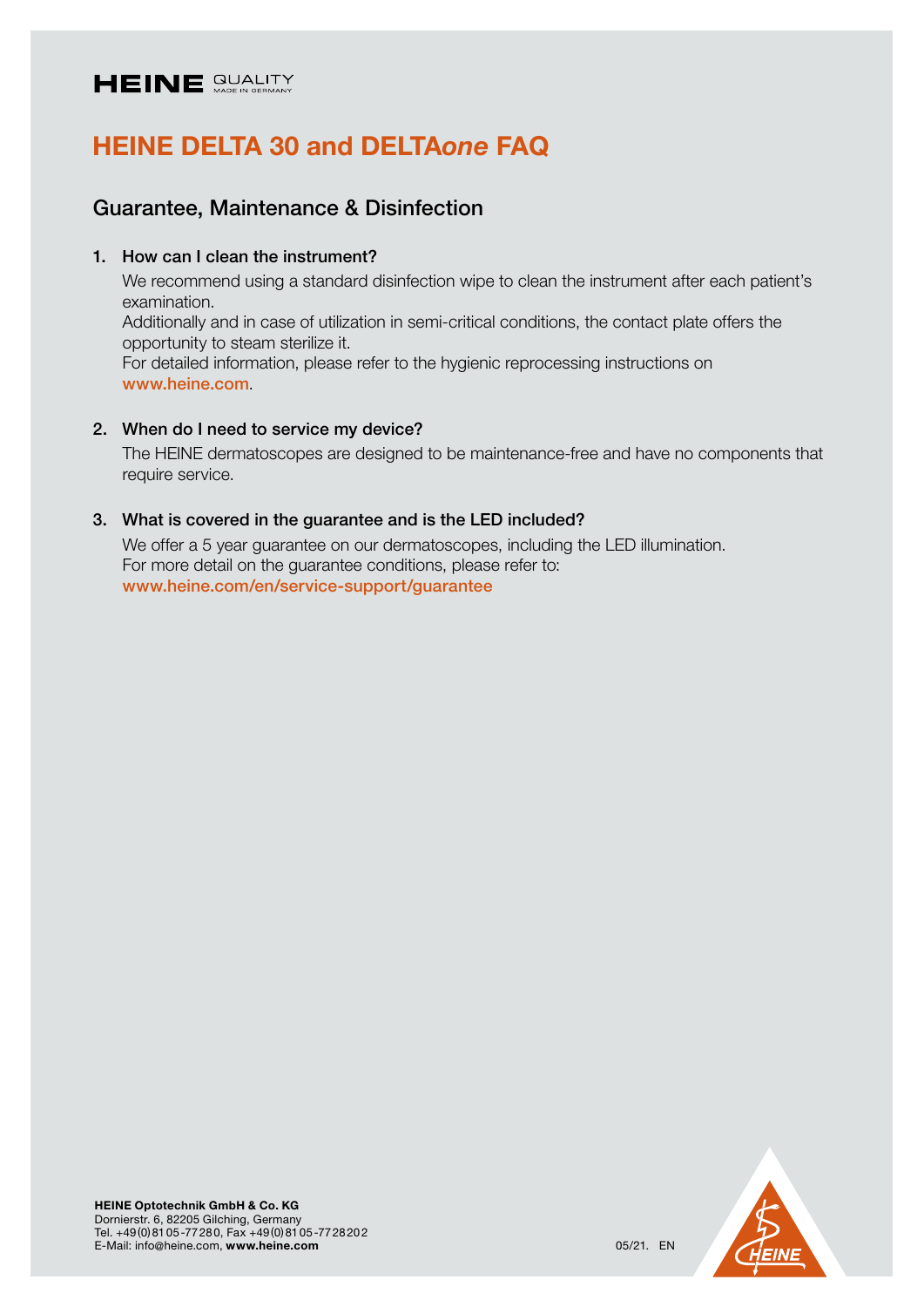HEINE QUALITY MADE IN GERMANY

# HEINE DELTA 30 and DELTA*one* FAQ

## Guarantee, Maintenance & Disinfection

1. **How can I clean the instrument?**

   We recommend using a standard disinfection wipe to clean the instrument after each patient's examination.
   Additionally and in case of utilization in semi-critical conditions, the contact plate offers the opportunity to steam sterilize it.
   For detailed information, please refer to the hygienic reprocessing instructions on www.heine.com.

2. **When do I need to service my device?**

   The HEINE dermatoscopes are designed to be maintenance-free and have no components that require service.

3. **What is covered in the guarantee and is the LED included?**

   We offer a 5 year guarantee on our dermatoscopes, including the LED illumination.
   For more detail on the guarantee conditions, please refer to:
   www.heine.com/en/service-support/guarantee

**HEINE Optotechnik GmbH & Co. KG**
Dornierstr. 6, 82205 Gilching, Germany
Tel. +49(0)81 05-77280, Fax +49(0)81 05-7728202
E-Mail: info@heine.com, **www.heine.com**

05/21. EN